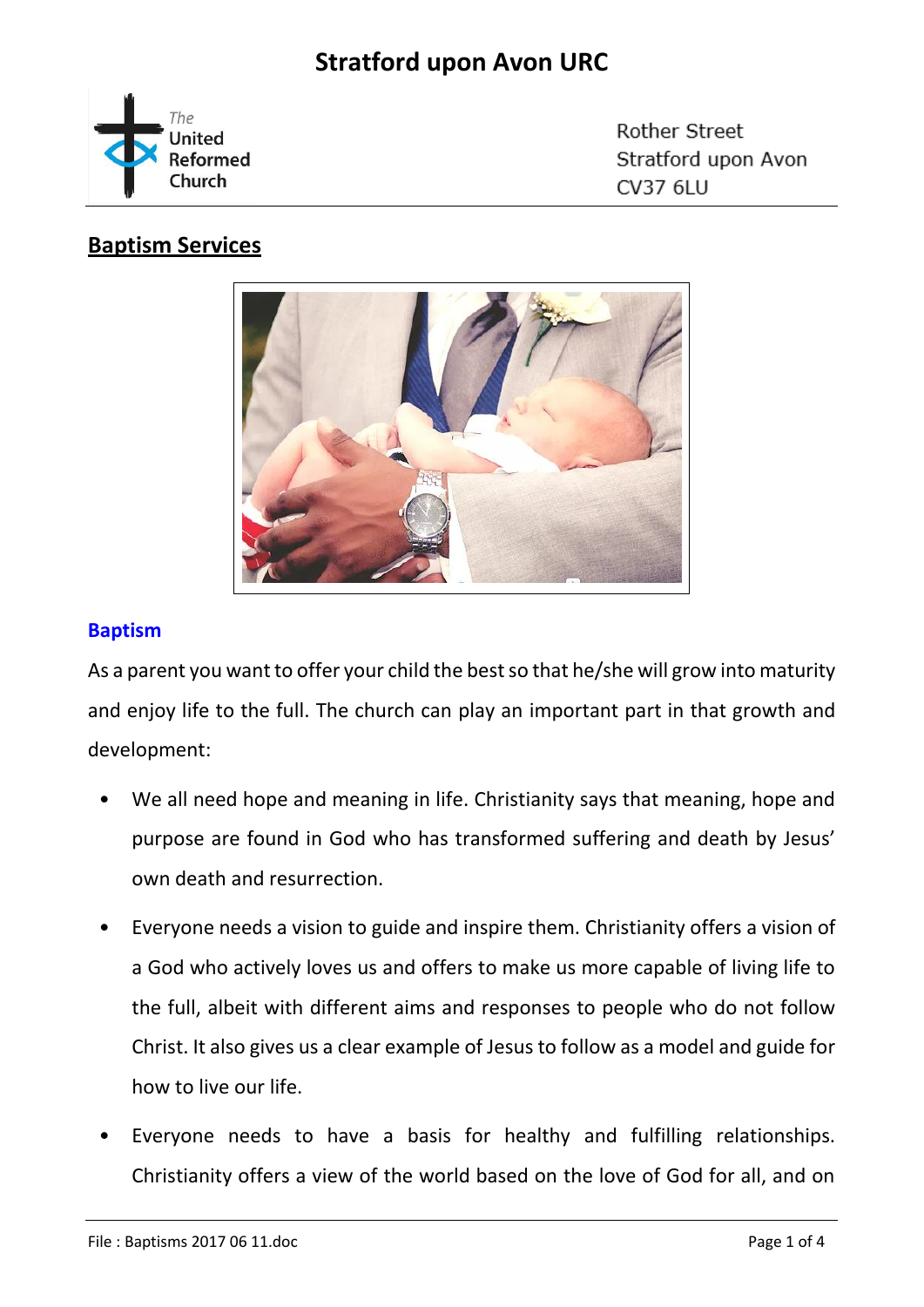# Stratford upon Avon URC

The United Reformed Church

Rother Street
Stratford upon Avon
CV37 6LU

## Baptism Services

### Baptism

As a parent you want to offer your child the best so that he/she will grow into maturity and enjoy life to the full. The church can play an important part in that growth and development:

- We all need hope and meaning in life. Christianity says that meaning, hope and purpose are found in God who has transformed suffering and death by Jesus' own death and resurrection.
- Everyone needs a vision to guide and inspire them. Christianity offers a vision of a God who actively loves us and offers to make us more capable of living life to the full, albeit with different aims and responses to people who do not follow Christ. It also gives us a clear example of Jesus to follow as a model and guide for how to live our life.
- Everyone needs to have a basis for healthy and fulfilling relationships. Christianity offers a view of the world based on the love of God for all, and on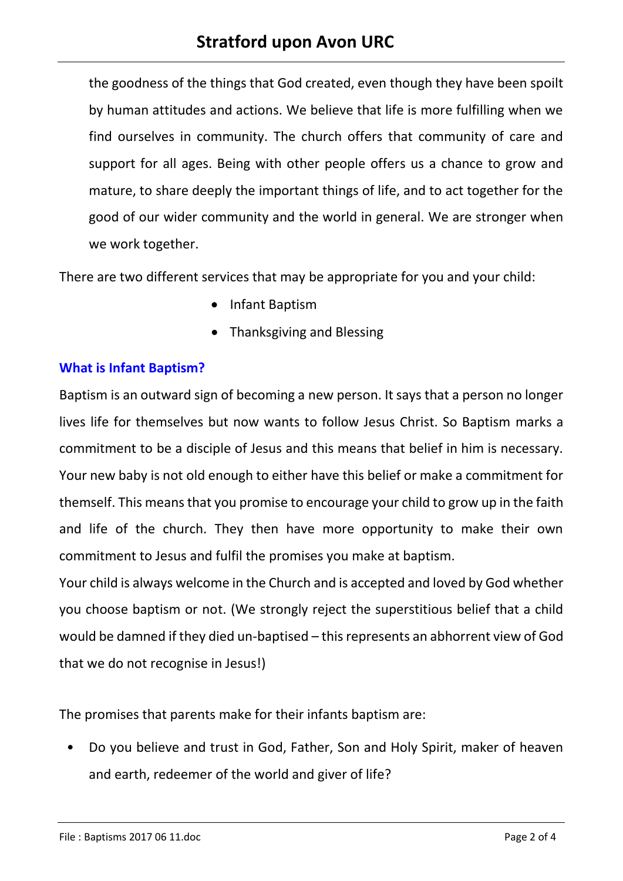the goodness of the things that God created, even though they have been spoilt by human attitudes and actions. We believe that life is more fulfilling when we find ourselves in community. The church offers that community of care and support for all ages. Being with other people offers us a chance to grow and mature, to share deeply the important things of life, and to act together for the good of our wider community and the world in general. We are stronger when we work together.

There are two different services that may be appropriate for you and your child:

- Infant Baptism
- Thanksgiving and Blessing

### What is Infant Baptism?

Baptism is an outward sign of becoming a new person. It says that a person no longer lives life for themselves but now wants to follow Jesus Christ. So Baptism marks a commitment to be a disciple of Jesus and this means that belief in him is necessary. Your new baby is not old enough to either have this belief or make a commitment for themself. This means that you promise to encourage your child to grow up in the faith and life of the church. They then have more opportunity to make their own commitment to Jesus and fulfil the promises you make at baptism.

Your child is always welcome in the Church and is accepted and loved by God whether you choose baptism or not. (We strongly reject the superstitious belief that a child would be damned if they died un-baptised – this represents an abhorrent view of God that we do not recognise in Jesus!)

The promises that parents make for their infants baptism are:

- Do you believe and trust in God, Father, Son and Holy Spirit, maker of heaven and earth, redeemer of the world and giver of life?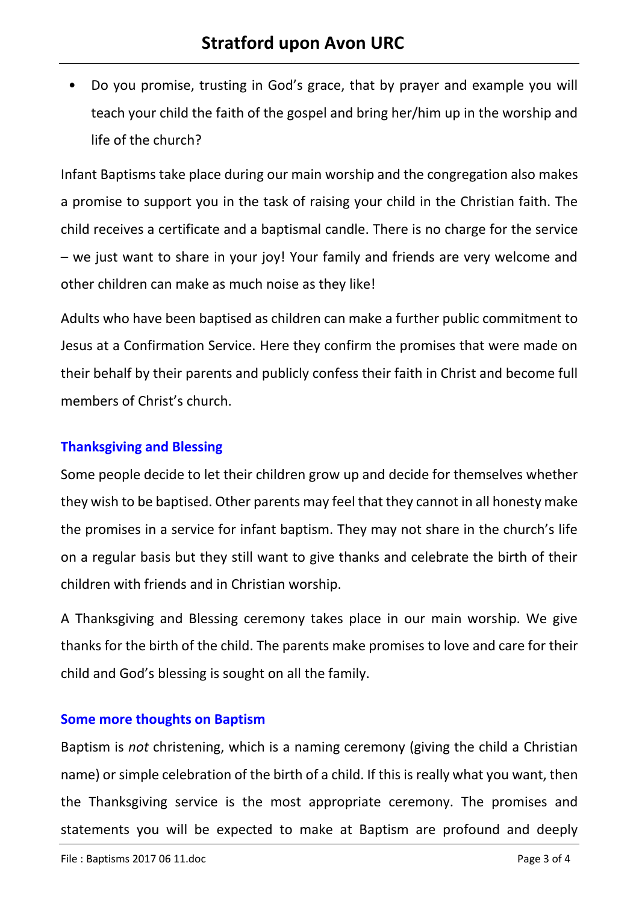- Do you promise, trusting in God's grace, that by prayer and example you will teach your child the faith of the gospel and bring her/him up in the worship and life of the church?

Infant Baptisms take place during our main worship and the congregation also makes a promise to support you in the task of raising your child in the Christian faith. The child receives a certificate and a baptismal candle. There is no charge for the service – we just want to share in your joy! Your family and friends are very welcome and other children can make as much noise as they like!

Adults who have been baptised as children can make a further public commitment to Jesus at a Confirmation Service. Here they confirm the promises that were made on their behalf by their parents and publicly confess their faith in Christ and become full members of Christ's church.

## Thanksgiving and Blessing

Some people decide to let their children grow up and decide for themselves whether they wish to be baptised. Other parents may feel that they cannot in all honesty make the promises in a service for infant baptism. They may not share in the church's life on a regular basis but they still want to give thanks and celebrate the birth of their children with friends and in Christian worship.

A Thanksgiving and Blessing ceremony takes place in our main worship. We give thanks for the birth of the child. The parents make promises to love and care for their child and God's blessing is sought on all the family.

## Some more thoughts on Baptism

Baptism is *not* christening, which is a naming ceremony (giving the child a Christian name) or simple celebration of the birth of a child. If this is really what you want, then the Thanksgiving service is the most appropriate ceremony. The promises and statements you will be expected to make at Baptism are profound and deeply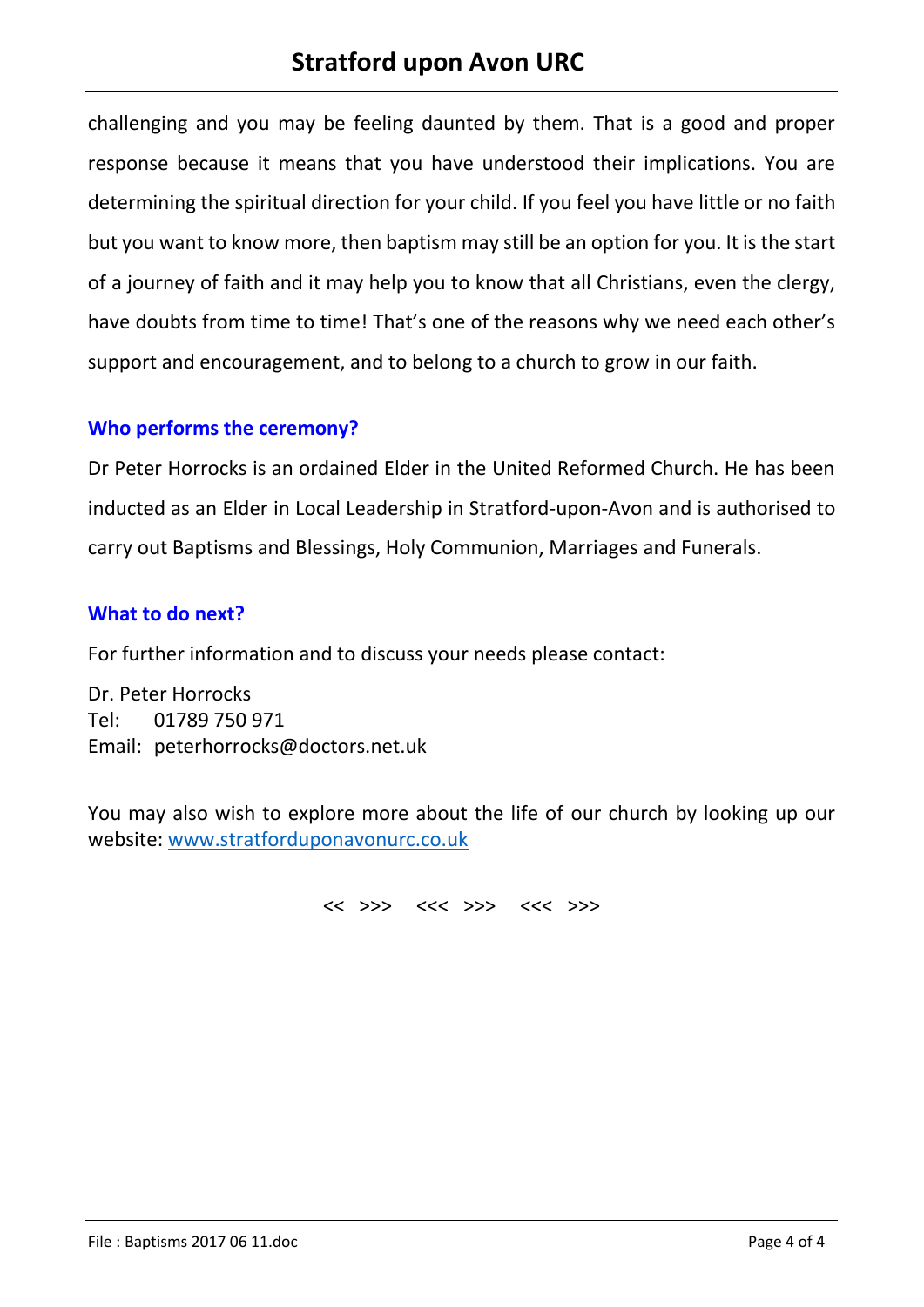challenging and you may be feeling daunted by them. That is a good and proper response because it means that you have understood their implications. You are determining the spiritual direction for your child. If you feel you have little or no faith but you want to know more, then baptism may still be an option for you. It is the start of a journey of faith and it may help you to know that all Christians, even the clergy, have doubts from time to time! That's one of the reasons why we need each other's support and encouragement, and to belong to a church to grow in our faith.

### Who performs the ceremony?

Dr Peter Horrocks is an ordained Elder in the United Reformed Church. He has been inducted as an Elder in Local Leadership in Stratford-upon-Avon and is authorised to carry out Baptisms and Blessings, Holy Communion, Marriages and Funerals.

### What to do next?

For further information and to discuss your needs please contact:

Dr. Peter Horrocks  
Tel: 01789 750 971  
Email: peterhorrocks@doctors.net.uk

You may also wish to explore more about the life of our church by looking up our website: [www.stratforduponavonurc.co.uk](http://www.stratforduponavonurc.co.uk)

<< >>> <<< >>> <<< >>>